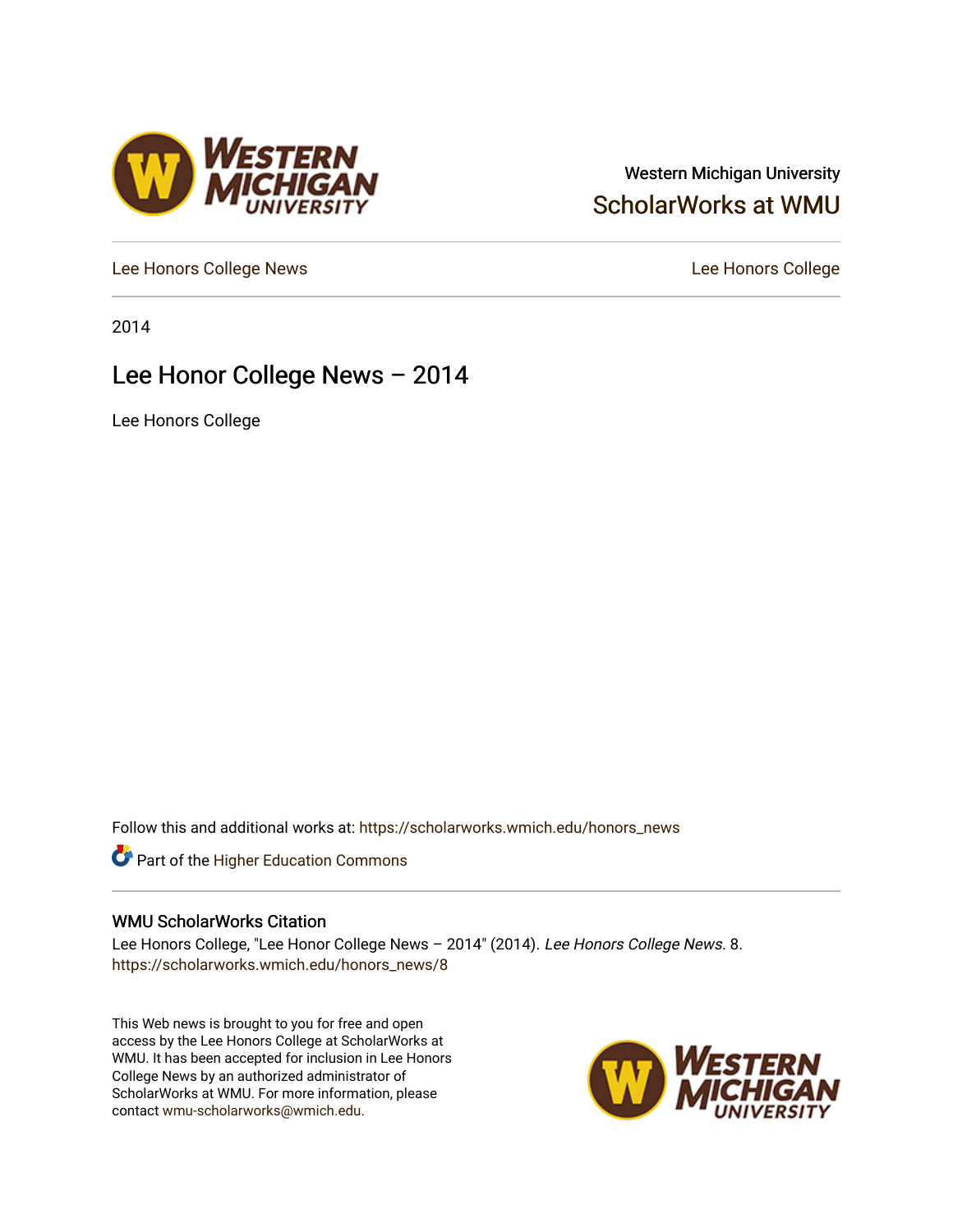Western Michigan University

ScholarWorks at WMU

Lee Honors College News

Lee Honors College

2014

# Lee Honor College News – 2014

Lee Honors College

Follow this and additional works at: https://scholarworks.wmich.edu/honors_news

Part of the Higher Education Commons

## WMU ScholarWorks Citation

Lee Honors College, "Lee Honor College News – 2014" (2014). *Lee Honors College News*. 8.
https://scholarworks.wmich.edu/honors_news/8

This Web news is brought to you for free and open access by the Lee Honors College at ScholarWorks at WMU. It has been accepted for inclusion in Lee Honors College News by an authorized administrator of ScholarWorks at WMU. For more information, please contact wmu-scholarworks@wmich.edu.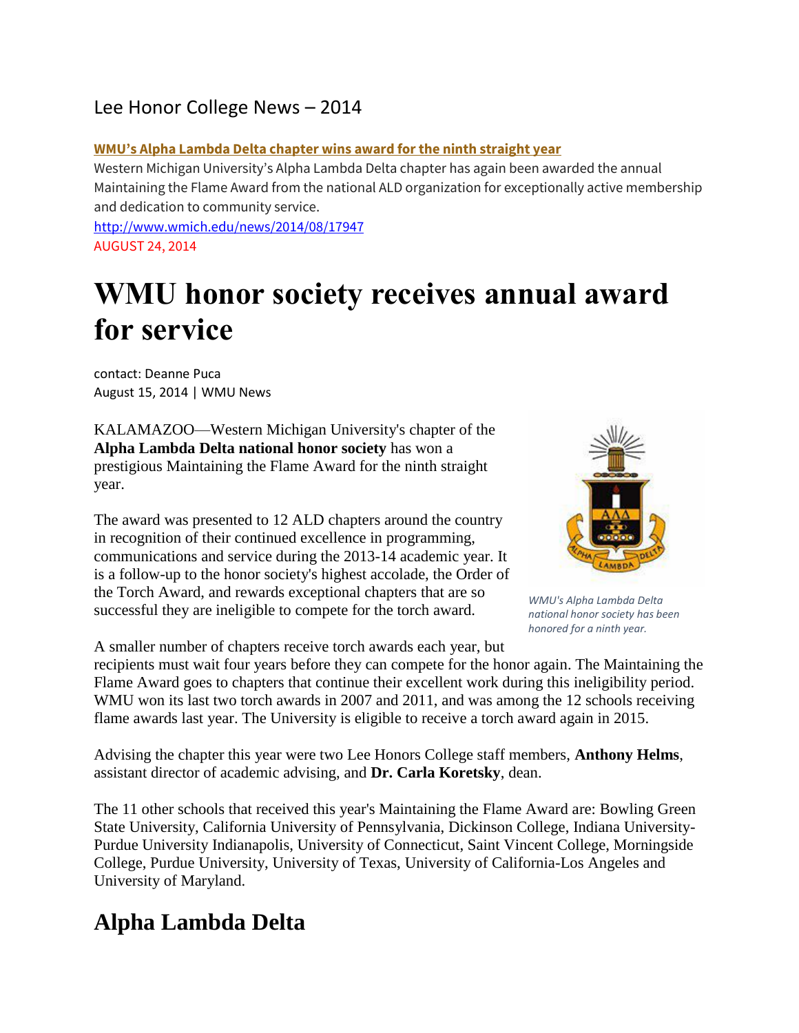Lee Honor College News – 2014

**WMU's Alpha Lambda Delta chapter wins award for the ninth straight year**

Western Michigan University's Alpha Lambda Delta chapter has again been awarded the annual Maintaining the Flame Award from the national ALD organization for exceptionally active membership and dedication to community service.

http://www.wmich.edu/news/2014/08/17947

AUGUST 24, 2014

# WMU honor society receives annual award for service

contact: Deanne Puca
August 15, 2014 | WMU News

KALAMAZOO—Western Michigan University's chapter of the **Alpha Lambda Delta national honor society** has won a prestigious Maintaining the Flame Award for the ninth straight year.

The award was presented to 12 ALD chapters around the country in recognition of their continued excellence in programming, communications and service during the 2013-14 academic year. It is a follow-up to the honor society's highest accolade, the Order of the Torch Award, and rewards exceptional chapters that are so successful they are ineligible to compete for the torch award.

*WMU's Alpha Lambda Delta national honor society has been honored for a ninth year.*

A smaller number of chapters receive torch awards each year, but recipients must wait four years before they can compete for the honor again. The Maintaining the Flame Award goes to chapters that continue their excellent work during this ineligibility period. WMU won its last two torch awards in 2007 and 2011, and was among the 12 schools receiving flame awards last year. The University is eligible to receive a torch award again in 2015.

Advising the chapter this year were two Lee Honors College staff members, **Anthony Helms**, assistant director of academic advising, and **Dr. Carla Koretsky**, dean.

The 11 other schools that received this year's Maintaining the Flame Award are: Bowling Green State University, California University of Pennsylvania, Dickinson College, Indiana University-Purdue University Indianapolis, University of Connecticut, Saint Vincent College, Morningside College, Purdue University, University of Texas, University of California-Los Angeles and University of Maryland.

## Alpha Lambda Delta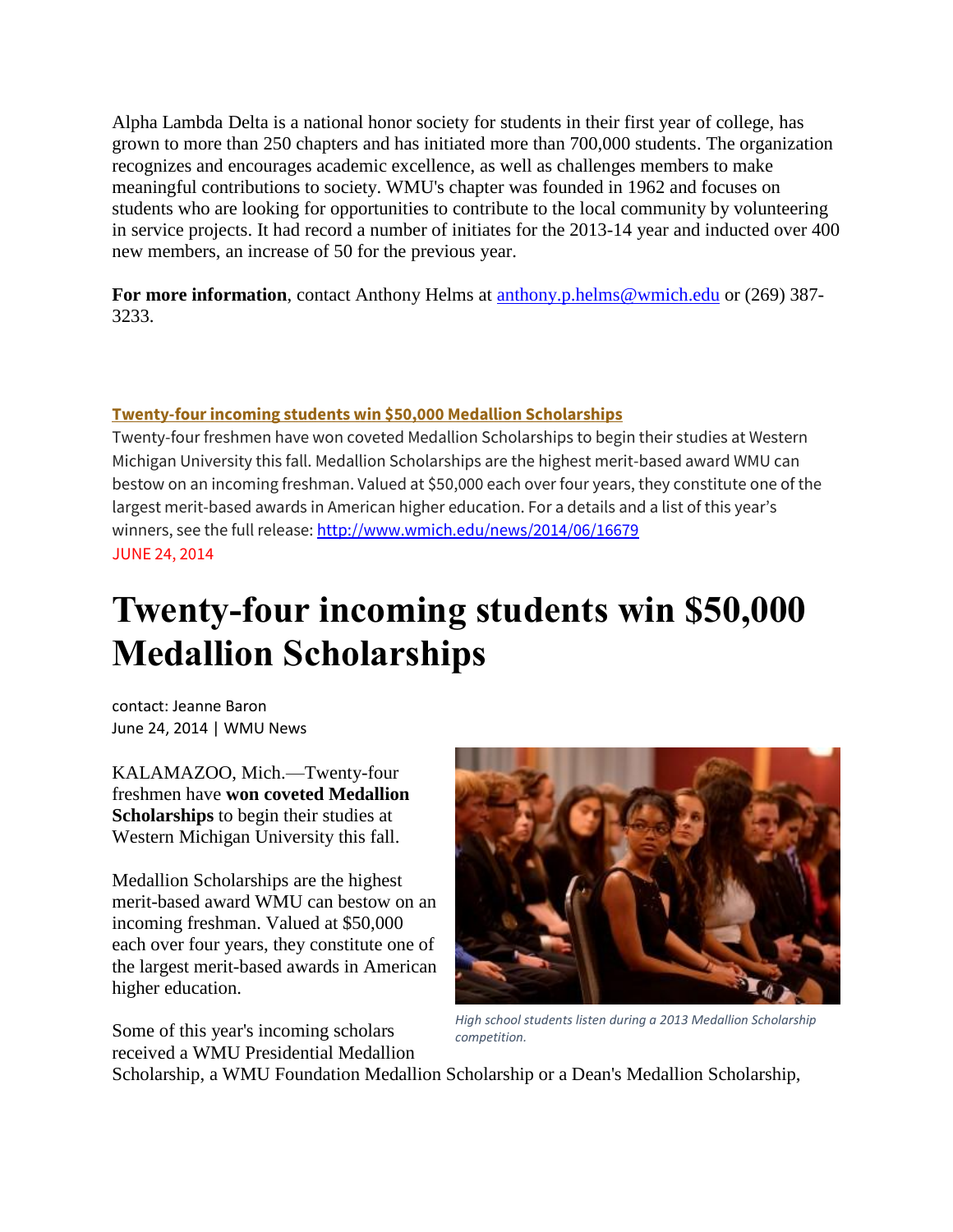Alpha Lambda Delta is a national honor society for students in their first year of college, has grown to more than 250 chapters and has initiated more than 700,000 students. The organization recognizes and encourages academic excellence, as well as challenges members to make meaningful contributions to society. WMU's chapter was founded in 1962 and focuses on students who are looking for opportunities to contribute to the local community by volunteering in service projects. It had record a number of initiates for the 2013-14 year and inducted over 400 new members, an increase of 50 for the previous year.

**For more information**, contact Anthony Helms at anthony.p.helms@wmich.edu or (269) 387-3233.

**Twenty-four incoming students win $50,000 Medallion Scholarships**

Twenty-four freshmen have won coveted Medallion Scholarships to begin their studies at Western Michigan University this fall. Medallion Scholarships are the highest merit-based award WMU can bestow on an incoming freshman. Valued at $50,000 each over four years, they constitute one of the largest merit-based awards in American higher education. For a details and a list of this year's winners, see the full release: http://www.wmich.edu/news/2014/06/16679

JUNE 24, 2014

# Twenty-four incoming students win $50,000 Medallion Scholarships

contact: Jeanne Baron
June 24, 2014 | WMU News

KALAMAZOO, Mich.—Twenty-four freshmen have **won coveted Medallion Scholarships** to begin their studies at Western Michigan University this fall.

Medallion Scholarships are the highest merit-based award WMU can bestow on an incoming freshman. Valued at $50,000 each over four years, they constitute one of the largest merit-based awards in American higher education.

*High school students listen during a 2013 Medallion Scholarship competition.*

Some of this year's incoming scholars received a WMU Presidential Medallion Scholarship, a WMU Foundation Medallion Scholarship or a Dean's Medallion Scholarship,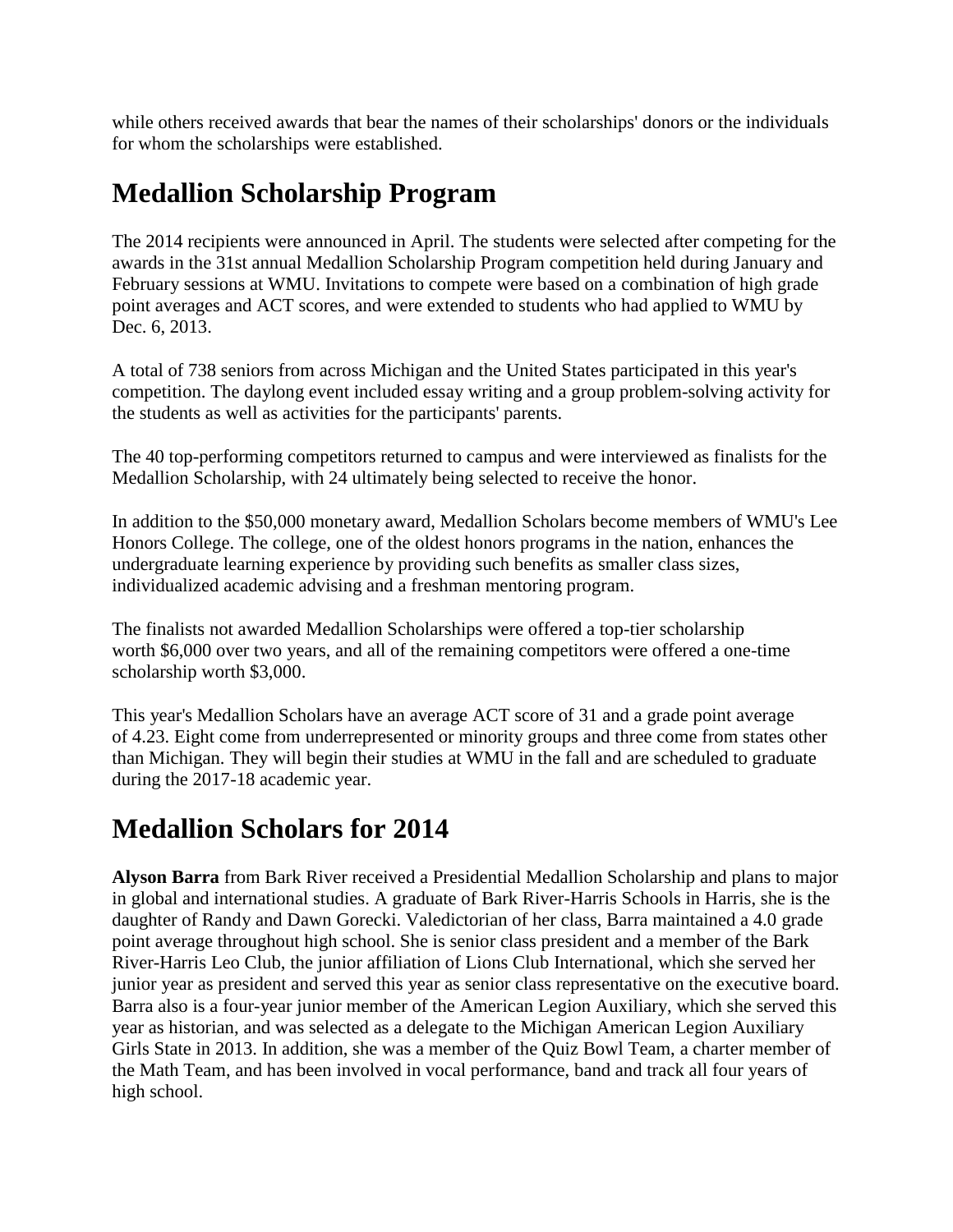while others received awards that bear the names of their scholarships' donors or the individuals for whom the scholarships were established.

## Medallion Scholarship Program

The 2014 recipients were announced in April. The students were selected after competing for the awards in the 31st annual Medallion Scholarship Program competition held during January and February sessions at WMU. Invitations to compete were based on a combination of high grade point averages and ACT scores, and were extended to students who had applied to WMU by Dec. 6, 2013.

A total of 738 seniors from across Michigan and the United States participated in this year's competition. The daylong event included essay writing and a group problem-solving activity for the students as well as activities for the participants' parents.

The 40 top-performing competitors returned to campus and were interviewed as finalists for the Medallion Scholarship, with 24 ultimately being selected to receive the honor.

In addition to the $50,000 monetary award, Medallion Scholars become members of WMU's Lee Honors College. The college, one of the oldest honors programs in the nation, enhances the undergraduate learning experience by providing such benefits as smaller class sizes, individualized academic advising and a freshman mentoring program.

The finalists not awarded Medallion Scholarships were offered a top-tier scholarship worth $6,000 over two years, and all of the remaining competitors were offered a one-time scholarship worth $3,000.

This year's Medallion Scholars have an average ACT score of 31 and a grade point average of 4.23. Eight come from underrepresented or minority groups and three come from states other than Michigan. They will begin their studies at WMU in the fall and are scheduled to graduate during the 2017-18 academic year.

## Medallion Scholars for 2014

**Alyson Barra** from Bark River received a Presidential Medallion Scholarship and plans to major in global and international studies. A graduate of Bark River-Harris Schools in Harris, she is the daughter of Randy and Dawn Gorecki. Valedictorian of her class, Barra maintained a 4.0 grade point average throughout high school. She is senior class president and a member of the Bark River-Harris Leo Club, the junior affiliation of Lions Club International, which she served her junior year as president and served this year as senior class representative on the executive board. Barra also is a four-year junior member of the American Legion Auxiliary, which she served this year as historian, and was selected as a delegate to the Michigan American Legion Auxiliary Girls State in 2013. In addition, she was a member of the Quiz Bowl Team, a charter member of the Math Team, and has been involved in vocal performance, band and track all four years of high school.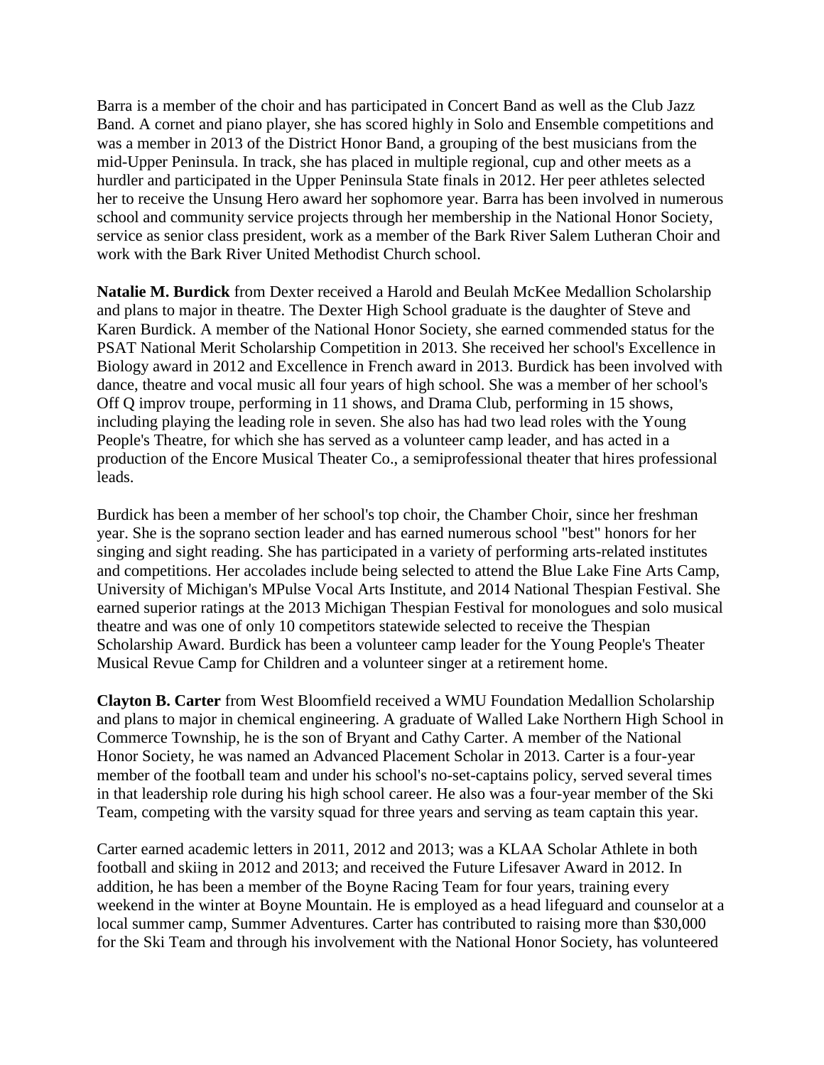Barra is a member of the choir and has participated in Concert Band as well as the Club Jazz Band. A cornet and piano player, she has scored highly in Solo and Ensemble competitions and was a member in 2013 of the District Honor Band, a grouping of the best musicians from the mid-Upper Peninsula. In track, she has placed in multiple regional, cup and other meets as a hurdler and participated in the Upper Peninsula State finals in 2012. Her peer athletes selected her to receive the Unsung Hero award her sophomore year. Barra has been involved in numerous school and community service projects through her membership in the National Honor Society, service as senior class president, work as a member of the Bark River Salem Lutheran Choir and work with the Bark River United Methodist Church school.

**Natalie M. Burdick** from Dexter received a Harold and Beulah McKee Medallion Scholarship and plans to major in theatre. The Dexter High School graduate is the daughter of Steve and Karen Burdick. A member of the National Honor Society, she earned commended status for the PSAT National Merit Scholarship Competition in 2013. She received her school's Excellence in Biology award in 2012 and Excellence in French award in 2013. Burdick has been involved with dance, theatre and vocal music all four years of high school. She was a member of her school's Off Q improv troupe, performing in 11 shows, and Drama Club, performing in 15 shows, including playing the leading role in seven. She also has had two lead roles with the Young People's Theatre, for which she has served as a volunteer camp leader, and has acted in a production of the Encore Musical Theater Co., a semiprofessional theater that hires professional leads.

Burdick has been a member of her school's top choir, the Chamber Choir, since her freshman year. She is the soprano section leader and has earned numerous school "best" honors for her singing and sight reading. She has participated in a variety of performing arts-related institutes and competitions. Her accolades include being selected to attend the Blue Lake Fine Arts Camp, University of Michigan's MPulse Vocal Arts Institute, and 2014 National Thespian Festival. She earned superior ratings at the 2013 Michigan Thespian Festival for monologues and solo musical theatre and was one of only 10 competitors statewide selected to receive the Thespian Scholarship Award. Burdick has been a volunteer camp leader for the Young People's Theater Musical Revue Camp for Children and a volunteer singer at a retirement home.

**Clayton B. Carter** from West Bloomfield received a WMU Foundation Medallion Scholarship and plans to major in chemical engineering. A graduate of Walled Lake Northern High School in Commerce Township, he is the son of Bryant and Cathy Carter. A member of the National Honor Society, he was named an Advanced Placement Scholar in 2013. Carter is a four-year member of the football team and under his school's no-set-captains policy, served several times in that leadership role during his high school career. He also was a four-year member of the Ski Team, competing with the varsity squad for three years and serving as team captain this year.

Carter earned academic letters in 2011, 2012 and 2013; was a KLAA Scholar Athlete in both football and skiing in 2012 and 2013; and received the Future Lifesaver Award in 2012. In addition, he has been a member of the Boyne Racing Team for four years, training every weekend in the winter at Boyne Mountain. He is employed as a head lifeguard and counselor at a local summer camp, Summer Adventures. Carter has contributed to raising more than $30,000 for the Ski Team and through his involvement with the National Honor Society, has volunteered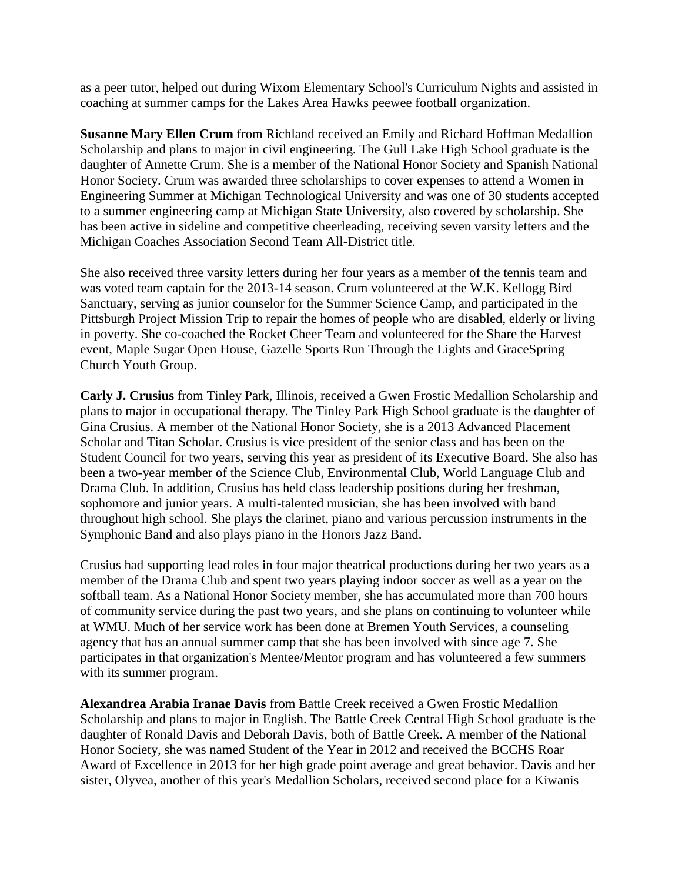as a peer tutor, helped out during Wixom Elementary School's Curriculum Nights and assisted in coaching at summer camps for the Lakes Area Hawks peewee football organization.

**Susanne Mary Ellen Crum** from Richland received an Emily and Richard Hoffman Medallion Scholarship and plans to major in civil engineering. The Gull Lake High School graduate is the daughter of Annette Crum. She is a member of the National Honor Society and Spanish National Honor Society. Crum was awarded three scholarships to cover expenses to attend a Women in Engineering Summer at Michigan Technological University and was one of 30 students accepted to a summer engineering camp at Michigan State University, also covered by scholarship. She has been active in sideline and competitive cheerleading, receiving seven varsity letters and the Michigan Coaches Association Second Team All-District title.

She also received three varsity letters during her four years as a member of the tennis team and was voted team captain for the 2013-14 season. Crum volunteered at the W.K. Kellogg Bird Sanctuary, serving as junior counselor for the Summer Science Camp, and participated in the Pittsburgh Project Mission Trip to repair the homes of people who are disabled, elderly or living in poverty. She co-coached the Rocket Cheer Team and volunteered for the Share the Harvest event, Maple Sugar Open House, Gazelle Sports Run Through the Lights and GraceSpring Church Youth Group.

**Carly J. Crusius** from Tinley Park, Illinois, received a Gwen Frostic Medallion Scholarship and plans to major in occupational therapy. The Tinley Park High School graduate is the daughter of Gina Crusius. A member of the National Honor Society, she is a 2013 Advanced Placement Scholar and Titan Scholar. Crusius is vice president of the senior class and has been on the Student Council for two years, serving this year as president of its Executive Board. She also has been a two-year member of the Science Club, Environmental Club, World Language Club and Drama Club. In addition, Crusius has held class leadership positions during her freshman, sophomore and junior years. A multi-talented musician, she has been involved with band throughout high school. She plays the clarinet, piano and various percussion instruments in the Symphonic Band and also plays piano in the Honors Jazz Band.

Crusius had supporting lead roles in four major theatrical productions during her two years as a member of the Drama Club and spent two years playing indoor soccer as well as a year on the softball team. As a National Honor Society member, she has accumulated more than 700 hours of community service during the past two years, and she plans on continuing to volunteer while at WMU. Much of her service work has been done at Bremen Youth Services, a counseling agency that has an annual summer camp that she has been involved with since age 7. She participates in that organization's Mentee/Mentor program and has volunteered a few summers with its summer program.

**Alexandrea Arabia Iranae Davis** from Battle Creek received a Gwen Frostic Medallion Scholarship and plans to major in English. The Battle Creek Central High School graduate is the daughter of Ronald Davis and Deborah Davis, both of Battle Creek. A member of the National Honor Society, she was named Student of the Year in 2012 and received the BCCHS Roar Award of Excellence in 2013 for her high grade point average and great behavior. Davis and her sister, Olyvea, another of this year's Medallion Scholars, received second place for a Kiwanis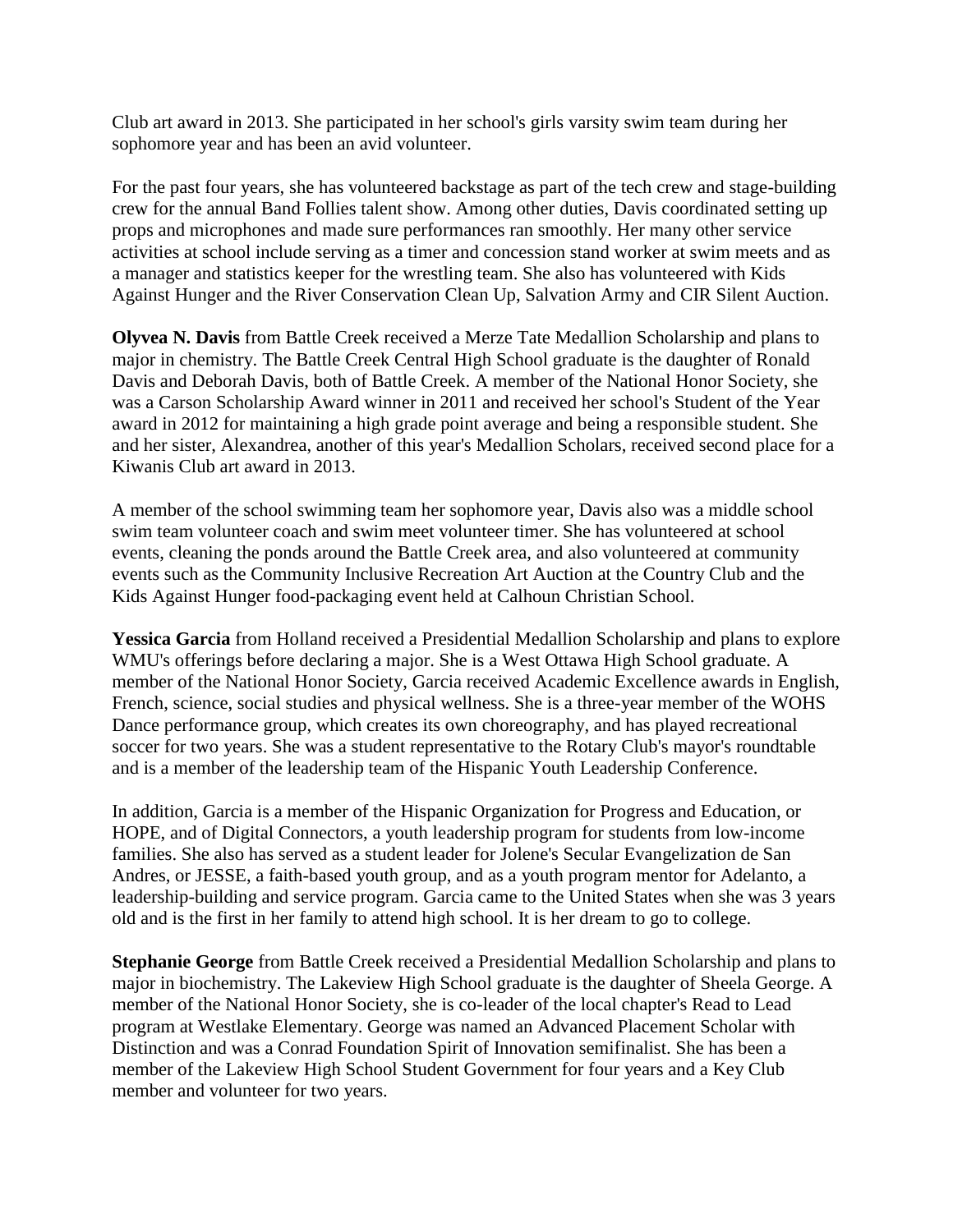Club art award in 2013. She participated in her school's girls varsity swim team during her sophomore year and has been an avid volunteer.

For the past four years, she has volunteered backstage as part of the tech crew and stage-building crew for the annual Band Follies talent show. Among other duties, Davis coordinated setting up props and microphones and made sure performances ran smoothly. Her many other service activities at school include serving as a timer and concession stand worker at swim meets and as a manager and statistics keeper for the wrestling team. She also has volunteered with Kids Against Hunger and the River Conservation Clean Up, Salvation Army and CIR Silent Auction.

**Olyvea N. Davis** from Battle Creek received a Merze Tate Medallion Scholarship and plans to major in chemistry. The Battle Creek Central High School graduate is the daughter of Ronald Davis and Deborah Davis, both of Battle Creek. A member of the National Honor Society, she was a Carson Scholarship Award winner in 2011 and received her school's Student of the Year award in 2012 for maintaining a high grade point average and being a responsible student. She and her sister, Alexandrea, another of this year's Medallion Scholars, received second place for a Kiwanis Club art award in 2013.

A member of the school swimming team her sophomore year, Davis also was a middle school swim team volunteer coach and swim meet volunteer timer. She has volunteered at school events, cleaning the ponds around the Battle Creek area, and also volunteered at community events such as the Community Inclusive Recreation Art Auction at the Country Club and the Kids Against Hunger food-packaging event held at Calhoun Christian School.

**Yessica Garcia** from Holland received a Presidential Medallion Scholarship and plans to explore WMU's offerings before declaring a major. She is a West Ottawa High School graduate. A member of the National Honor Society, Garcia received Academic Excellence awards in English, French, science, social studies and physical wellness. She is a three-year member of the WOHS Dance performance group, which creates its own choreography, and has played recreational soccer for two years. She was a student representative to the Rotary Club's mayor's roundtable and is a member of the leadership team of the Hispanic Youth Leadership Conference.

In addition, Garcia is a member of the Hispanic Organization for Progress and Education, or HOPE, and of Digital Connectors, a youth leadership program for students from low-income families. She also has served as a student leader for Jolene's Secular Evangelization de San Andres, or JESSE, a faith-based youth group, and as a youth program mentor for Adelanto, a leadership-building and service program. Garcia came to the United States when she was 3 years old and is the first in her family to attend high school. It is her dream to go to college.

**Stephanie George** from Battle Creek received a Presidential Medallion Scholarship and plans to major in biochemistry. The Lakeview High School graduate is the daughter of Sheela George. A member of the National Honor Society, she is co-leader of the local chapter's Read to Lead program at Westlake Elementary. George was named an Advanced Placement Scholar with Distinction and was a Conrad Foundation Spirit of Innovation semifinalist. She has been a member of the Lakeview High School Student Government for four years and a Key Club member and volunteer for two years.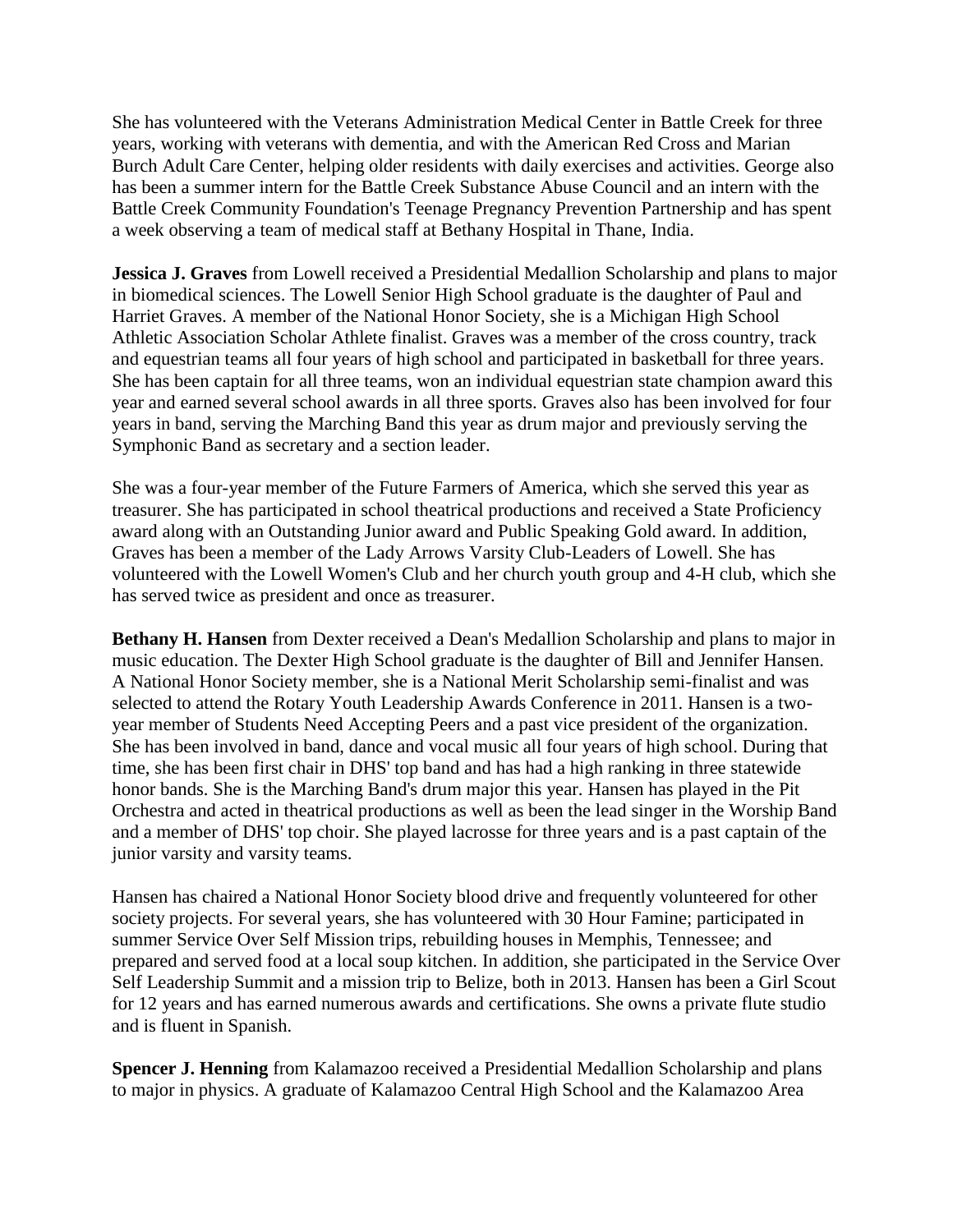She has volunteered with the Veterans Administration Medical Center in Battle Creek for three years, working with veterans with dementia, and with the American Red Cross and Marian Burch Adult Care Center, helping older residents with daily exercises and activities. George also has been a summer intern for the Battle Creek Substance Abuse Council and an intern with the Battle Creek Community Foundation's Teenage Pregnancy Prevention Partnership and has spent a week observing a team of medical staff at Bethany Hospital in Thane, India.

**Jessica J. Graves** from Lowell received a Presidential Medallion Scholarship and plans to major in biomedical sciences. The Lowell Senior High School graduate is the daughter of Paul and Harriet Graves. A member of the National Honor Society, she is a Michigan High School Athletic Association Scholar Athlete finalist. Graves was a member of the cross country, track and equestrian teams all four years of high school and participated in basketball for three years. She has been captain for all three teams, won an individual equestrian state champion award this year and earned several school awards in all three sports. Graves also has been involved for four years in band, serving the Marching Band this year as drum major and previously serving the Symphonic Band as secretary and a section leader.

She was a four-year member of the Future Farmers of America, which she served this year as treasurer. She has participated in school theatrical productions and received a State Proficiency award along with an Outstanding Junior award and Public Speaking Gold award. In addition, Graves has been a member of the Lady Arrows Varsity Club-Leaders of Lowell. She has volunteered with the Lowell Women's Club and her church youth group and 4-H club, which she has served twice as president and once as treasurer.

**Bethany H. Hansen** from Dexter received a Dean's Medallion Scholarship and plans to major in music education. The Dexter High School graduate is the daughter of Bill and Jennifer Hansen. A National Honor Society member, she is a National Merit Scholarship semi-finalist and was selected to attend the Rotary Youth Leadership Awards Conference in 2011. Hansen is a two-year member of Students Need Accepting Peers and a past vice president of the organization. She has been involved in band, dance and vocal music all four years of high school. During that time, she has been first chair in DHS' top band and has had a high ranking in three statewide honor bands. She is the Marching Band's drum major this year. Hansen has played in the Pit Orchestra and acted in theatrical productions as well as been the lead singer in the Worship Band and a member of DHS' top choir. She played lacrosse for three years and is a past captain of the junior varsity and varsity teams.

Hansen has chaired a National Honor Society blood drive and frequently volunteered for other society projects. For several years, she has volunteered with 30 Hour Famine; participated in summer Service Over Self Mission trips, rebuilding houses in Memphis, Tennessee; and prepared and served food at a local soup kitchen. In addition, she participated in the Service Over Self Leadership Summit and a mission trip to Belize, both in 2013. Hansen has been a Girl Scout for 12 years and has earned numerous awards and certifications. She owns a private flute studio and is fluent in Spanish.

**Spencer J. Henning** from Kalamazoo received a Presidential Medallion Scholarship and plans to major in physics. A graduate of Kalamazoo Central High School and the Kalamazoo Area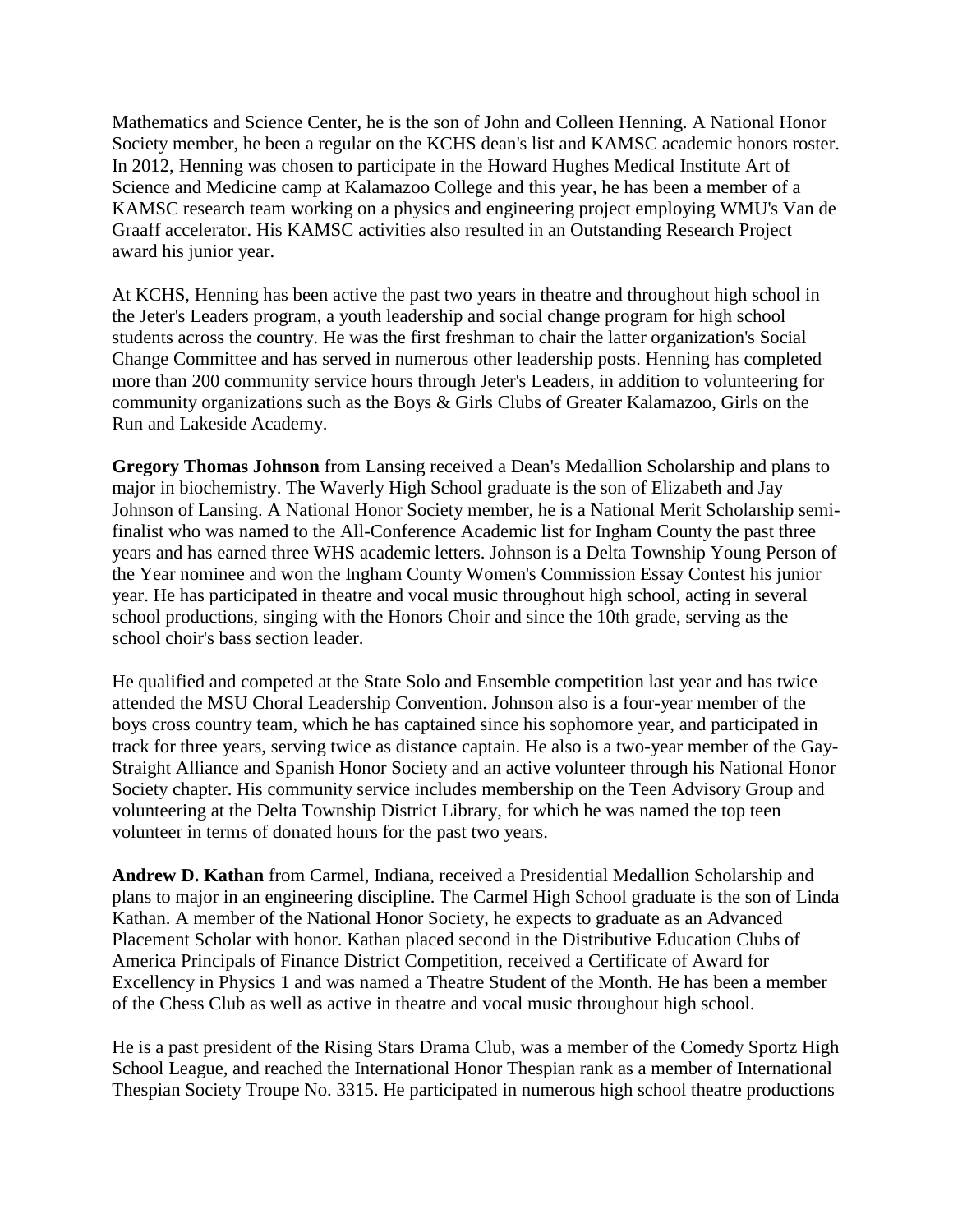Mathematics and Science Center, he is the son of John and Colleen Henning. A National Honor Society member, he been a regular on the KCHS dean's list and KAMSC academic honors roster. In 2012, Henning was chosen to participate in the Howard Hughes Medical Institute Art of Science and Medicine camp at Kalamazoo College and this year, he has been a member of a KAMSC research team working on a physics and engineering project employing WMU's Van de Graaff accelerator. His KAMSC activities also resulted in an Outstanding Research Project award his junior year.

At KCHS, Henning has been active the past two years in theatre and throughout high school in the Jeter's Leaders program, a youth leadership and social change program for high school students across the country. He was the first freshman to chair the latter organization's Social Change Committee and has served in numerous other leadership posts. Henning has completed more than 200 community service hours through Jeter's Leaders, in addition to volunteering for community organizations such as the Boys & Girls Clubs of Greater Kalamazoo, Girls on the Run and Lakeside Academy.

**Gregory Thomas Johnson** from Lansing received a Dean's Medallion Scholarship and plans to major in biochemistry. The Waverly High School graduate is the son of Elizabeth and Jay Johnson of Lansing. A National Honor Society member, he is a National Merit Scholarship semi-finalist who was named to the All-Conference Academic list for Ingham County the past three years and has earned three WHS academic letters. Johnson is a Delta Township Young Person of the Year nominee and won the Ingham County Women's Commission Essay Contest his junior year. He has participated in theatre and vocal music throughout high school, acting in several school productions, singing with the Honors Choir and since the 10th grade, serving as the school choir's bass section leader.

He qualified and competed at the State Solo and Ensemble competition last year and has twice attended the MSU Choral Leadership Convention. Johnson also is a four-year member of the boys cross country team, which he has captained since his sophomore year, and participated in track for three years, serving twice as distance captain. He also is a two-year member of the Gay-Straight Alliance and Spanish Honor Society and an active volunteer through his National Honor Society chapter. His community service includes membership on the Teen Advisory Group and volunteering at the Delta Township District Library, for which he was named the top teen volunteer in terms of donated hours for the past two years.

**Andrew D. Kathan** from Carmel, Indiana, received a Presidential Medallion Scholarship and plans to major in an engineering discipline. The Carmel High School graduate is the son of Linda Kathan. A member of the National Honor Society, he expects to graduate as an Advanced Placement Scholar with honor. Kathan placed second in the Distributive Education Clubs of America Principals of Finance District Competition, received a Certificate of Award for Excellency in Physics 1 and was named a Theatre Student of the Month. He has been a member of the Chess Club as well as active in theatre and vocal music throughout high school.

He is a past president of the Rising Stars Drama Club, was a member of the Comedy Sportz High School League, and reached the International Honor Thespian rank as a member of International Thespian Society Troupe No. 3315. He participated in numerous high school theatre productions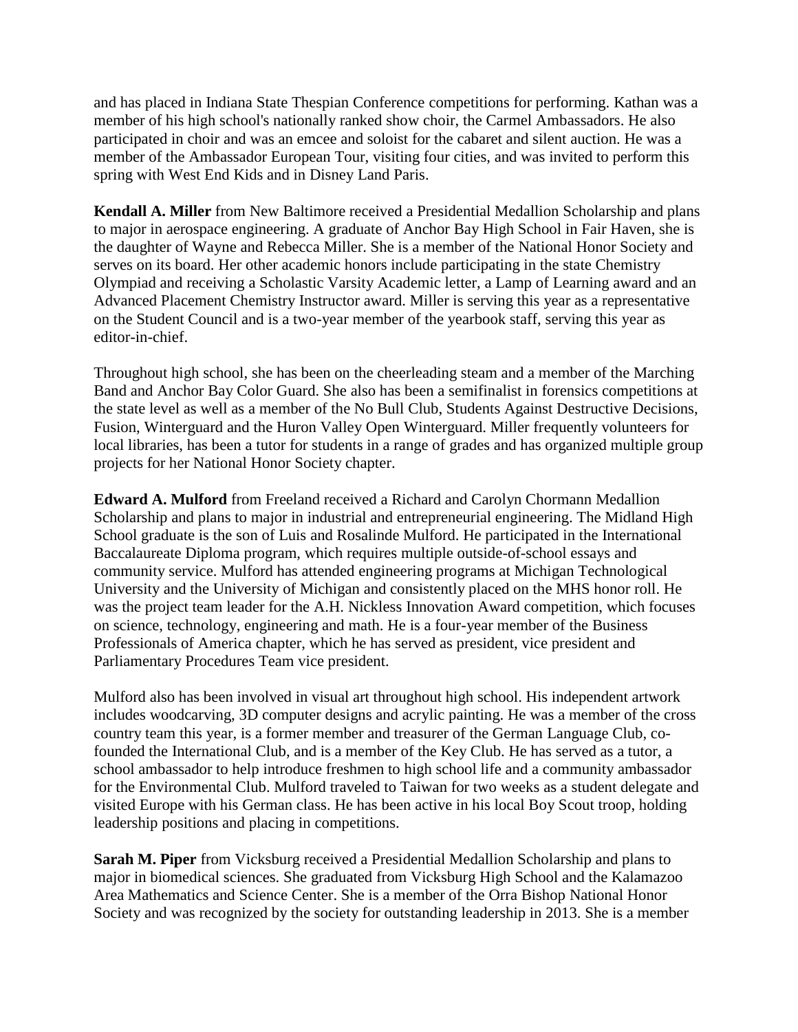and has placed in Indiana State Thespian Conference competitions for performing. Kathan was a member of his high school's nationally ranked show choir, the Carmel Ambassadors. He also participated in choir and was an emcee and soloist for the cabaret and silent auction. He was a member of the Ambassador European Tour, visiting four cities, and was invited to perform this spring with West End Kids and in Disney Land Paris.

**Kendall A. Miller** from New Baltimore received a Presidential Medallion Scholarship and plans to major in aerospace engineering. A graduate of Anchor Bay High School in Fair Haven, she is the daughter of Wayne and Rebecca Miller. She is a member of the National Honor Society and serves on its board. Her other academic honors include participating in the state Chemistry Olympiad and receiving a Scholastic Varsity Academic letter, a Lamp of Learning award and an Advanced Placement Chemistry Instructor award. Miller is serving this year as a representative on the Student Council and is a two-year member of the yearbook staff, serving this year as editor-in-chief.

Throughout high school, she has been on the cheerleading steam and a member of the Marching Band and Anchor Bay Color Guard. She also has been a semifinalist in forensics competitions at the state level as well as a member of the No Bull Club, Students Against Destructive Decisions, Fusion, Winterguard and the Huron Valley Open Winterguard. Miller frequently volunteers for local libraries, has been a tutor for students in a range of grades and has organized multiple group projects for her National Honor Society chapter.

**Edward A. Mulford** from Freeland received a Richard and Carolyn Chormann Medallion Scholarship and plans to major in industrial and entrepreneurial engineering. The Midland High School graduate is the son of Luis and Rosalinde Mulford. He participated in the International Baccalaureate Diploma program, which requires multiple outside-of-school essays and community service. Mulford has attended engineering programs at Michigan Technological University and the University of Michigan and consistently placed on the MHS honor roll. He was the project team leader for the A.H. Nickless Innovation Award competition, which focuses on science, technology, engineering and math. He is a four-year member of the Business Professionals of America chapter, which he has served as president, vice president and Parliamentary Procedures Team vice president.

Mulford also has been involved in visual art throughout high school. His independent artwork includes woodcarving, 3D computer designs and acrylic painting. He was a member of the cross country team this year, is a former member and treasurer of the German Language Club, co-founded the International Club, and is a member of the Key Club. He has served as a tutor, a school ambassador to help introduce freshmen to high school life and a community ambassador for the Environmental Club. Mulford traveled to Taiwan for two weeks as a student delegate and visited Europe with his German class. He has been active in his local Boy Scout troop, holding leadership positions and placing in competitions.

**Sarah M. Piper** from Vicksburg received a Presidential Medallion Scholarship and plans to major in biomedical sciences. She graduated from Vicksburg High School and the Kalamazoo Area Mathematics and Science Center. She is a member of the Orra Bishop National Honor Society and was recognized by the society for outstanding leadership in 2013. She is a member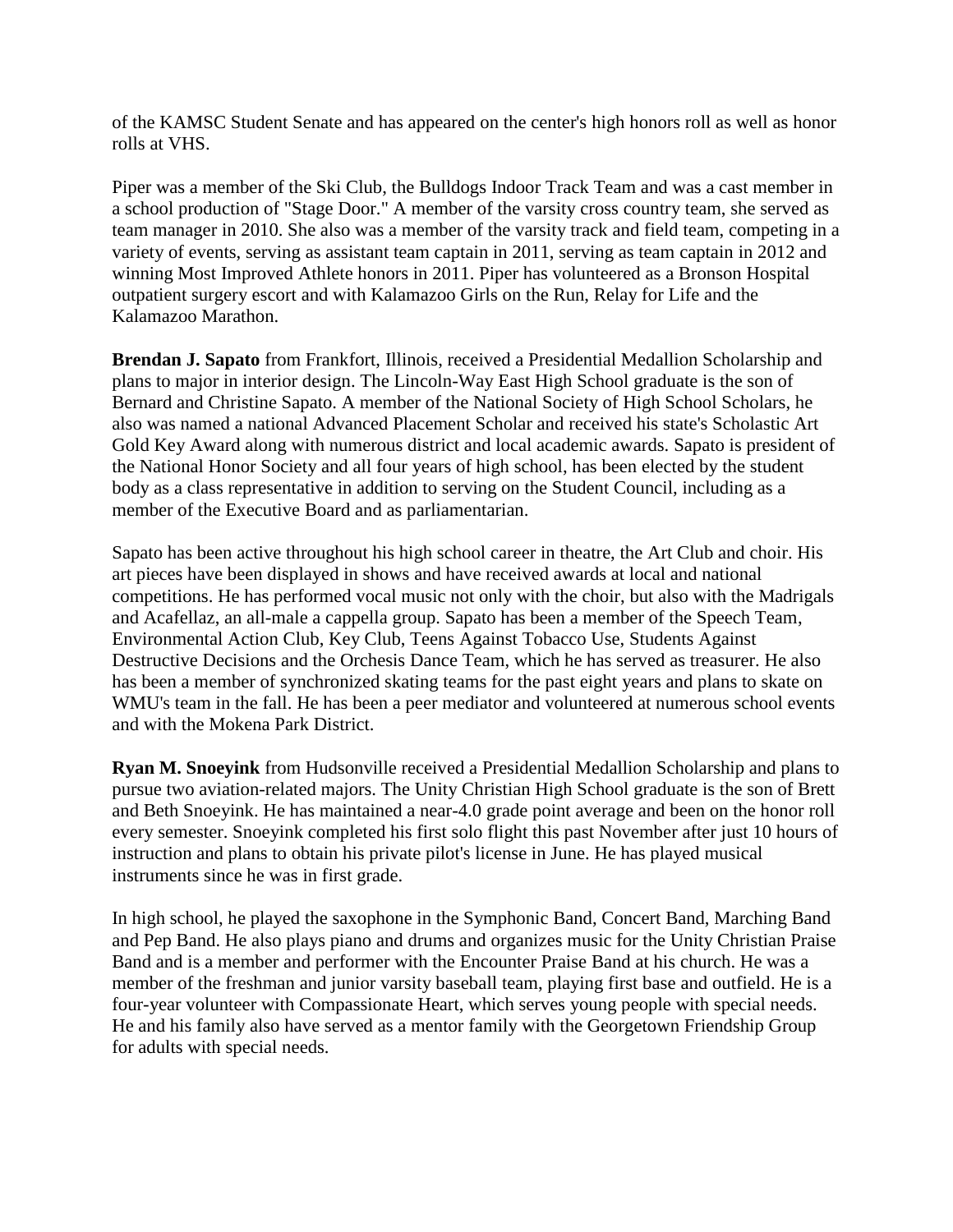of the KAMSC Student Senate and has appeared on the center's high honors roll as well as honor rolls at VHS.

Piper was a member of the Ski Club, the Bulldogs Indoor Track Team and was a cast member in a school production of "Stage Door." A member of the varsity cross country team, she served as team manager in 2010. She also was a member of the varsity track and field team, competing in a variety of events, serving as assistant team captain in 2011, serving as team captain in 2012 and winning Most Improved Athlete honors in 2011. Piper has volunteered as a Bronson Hospital outpatient surgery escort and with Kalamazoo Girls on the Run, Relay for Life and the Kalamazoo Marathon.

**Brendan J. Sapato** from Frankfort, Illinois, received a Presidential Medallion Scholarship and plans to major in interior design. The Lincoln-Way East High School graduate is the son of Bernard and Christine Sapato. A member of the National Society of High School Scholars, he also was named a national Advanced Placement Scholar and received his state's Scholastic Art Gold Key Award along with numerous district and local academic awards. Sapato is president of the National Honor Society and all four years of high school, has been elected by the student body as a class representative in addition to serving on the Student Council, including as a member of the Executive Board and as parliamentarian.

Sapato has been active throughout his high school career in theatre, the Art Club and choir. His art pieces have been displayed in shows and have received awards at local and national competitions. He has performed vocal music not only with the choir, but also with the Madrigals and Acafellaz, an all-male a cappella group. Sapato has been a member of the Speech Team, Environmental Action Club, Key Club, Teens Against Tobacco Use, Students Against Destructive Decisions and the Orchesis Dance Team, which he has served as treasurer. He also has been a member of synchronized skating teams for the past eight years and plans to skate on WMU's team in the fall. He has been a peer mediator and volunteered at numerous school events and with the Mokena Park District.

**Ryan M. Snoeyink** from Hudsonville received a Presidential Medallion Scholarship and plans to pursue two aviation-related majors. The Unity Christian High School graduate is the son of Brett and Beth Snoeyink. He has maintained a near-4.0 grade point average and been on the honor roll every semester. Snoeyink completed his first solo flight this past November after just 10 hours of instruction and plans to obtain his private pilot's license in June. He has played musical instruments since he was in first grade.

In high school, he played the saxophone in the Symphonic Band, Concert Band, Marching Band and Pep Band. He also plays piano and drums and organizes music for the Unity Christian Praise Band and is a member and performer with the Encounter Praise Band at his church. He was a member of the freshman and junior varsity baseball team, playing first base and outfield. He is a four-year volunteer with Compassionate Heart, which serves young people with special needs. He and his family also have served as a mentor family with the Georgetown Friendship Group for adults with special needs.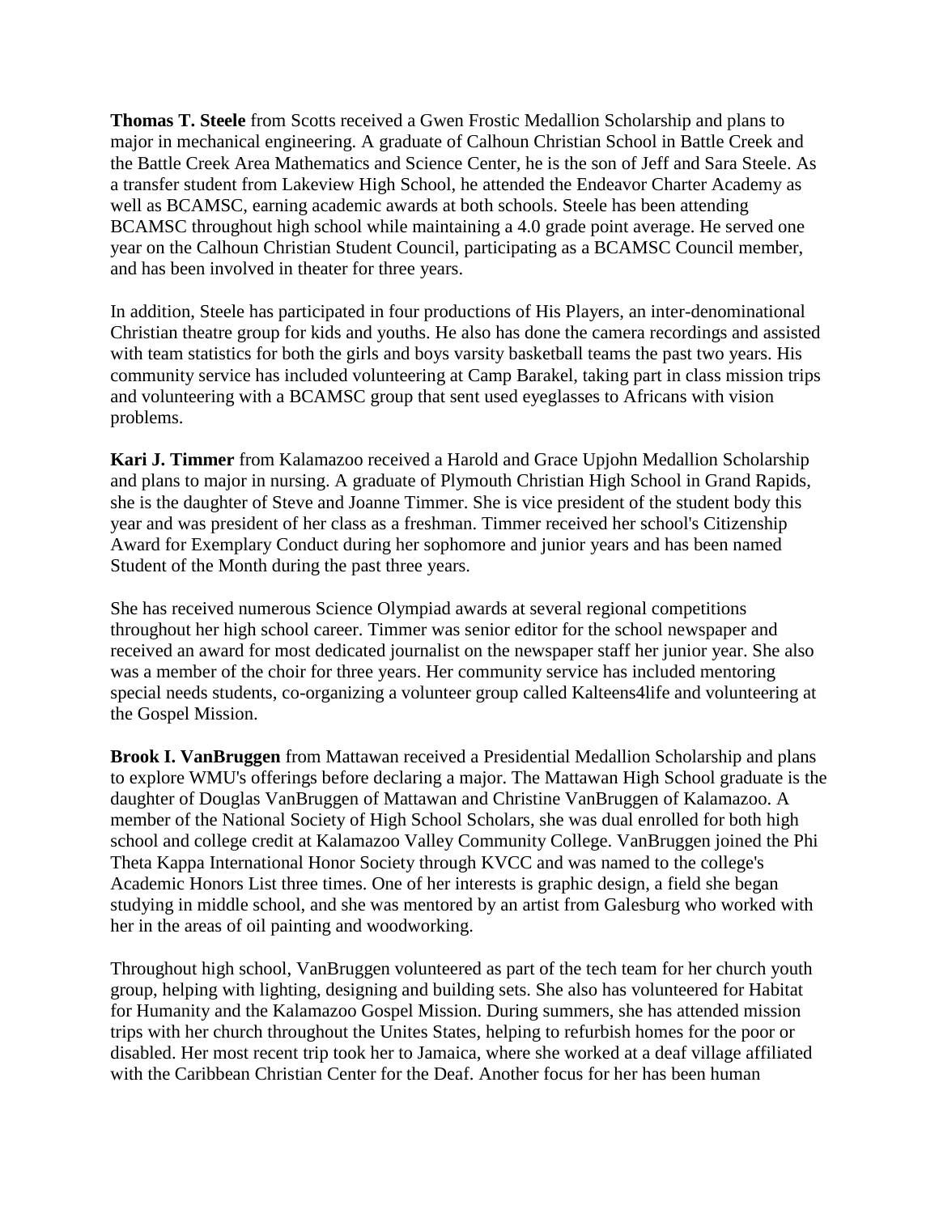**Thomas T. Steele** from Scotts received a Gwen Frostic Medallion Scholarship and plans to major in mechanical engineering. A graduate of Calhoun Christian School in Battle Creek and the Battle Creek Area Mathematics and Science Center, he is the son of Jeff and Sara Steele. As a transfer student from Lakeview High School, he attended the Endeavor Charter Academy as well as BCAMSC, earning academic awards at both schools. Steele has been attending BCAMSC throughout high school while maintaining a 4.0 grade point average. He served one year on the Calhoun Christian Student Council, participating as a BCAMSC Council member, and has been involved in theater for three years.

In addition, Steele has participated in four productions of His Players, an inter-denominational Christian theatre group for kids and youths. He also has done the camera recordings and assisted with team statistics for both the girls and boys varsity basketball teams the past two years. His community service has included volunteering at Camp Barakel, taking part in class mission trips and volunteering with a BCAMSC group that sent used eyeglasses to Africans with vision problems.

**Kari J. Timmer** from Kalamazoo received a Harold and Grace Upjohn Medallion Scholarship and plans to major in nursing. A graduate of Plymouth Christian High School in Grand Rapids, she is the daughter of Steve and Joanne Timmer. She is vice president of the student body this year and was president of her class as a freshman. Timmer received her school's Citizenship Award for Exemplary Conduct during her sophomore and junior years and has been named Student of the Month during the past three years.

She has received numerous Science Olympiad awards at several regional competitions throughout her high school career. Timmer was senior editor for the school newspaper and received an award for most dedicated journalist on the newspaper staff her junior year. She also was a member of the choir for three years. Her community service has included mentoring special needs students, co-organizing a volunteer group called Kalteens4life and volunteering at the Gospel Mission.

**Brook I. VanBruggen** from Mattawan received a Presidential Medallion Scholarship and plans to explore WMU's offerings before declaring a major. The Mattawan High School graduate is the daughter of Douglas VanBruggen of Mattawan and Christine VanBruggen of Kalamazoo. A member of the National Society of High School Scholars, she was dual enrolled for both high school and college credit at Kalamazoo Valley Community College. VanBruggen joined the Phi Theta Kappa International Honor Society through KVCC and was named to the college's Academic Honors List three times. One of her interests is graphic design, a field she began studying in middle school, and she was mentored by an artist from Galesburg who worked with her in the areas of oil painting and woodworking.

Throughout high school, VanBruggen volunteered as part of the tech team for her church youth group, helping with lighting, designing and building sets. She also has volunteered for Habitat for Humanity and the Kalamazoo Gospel Mission. During summers, she has attended mission trips with her church throughout the Unites States, helping to refurbish homes for the poor or disabled. Her most recent trip took her to Jamaica, where she worked at a deaf village affiliated with the Caribbean Christian Center for the Deaf. Another focus for her has been human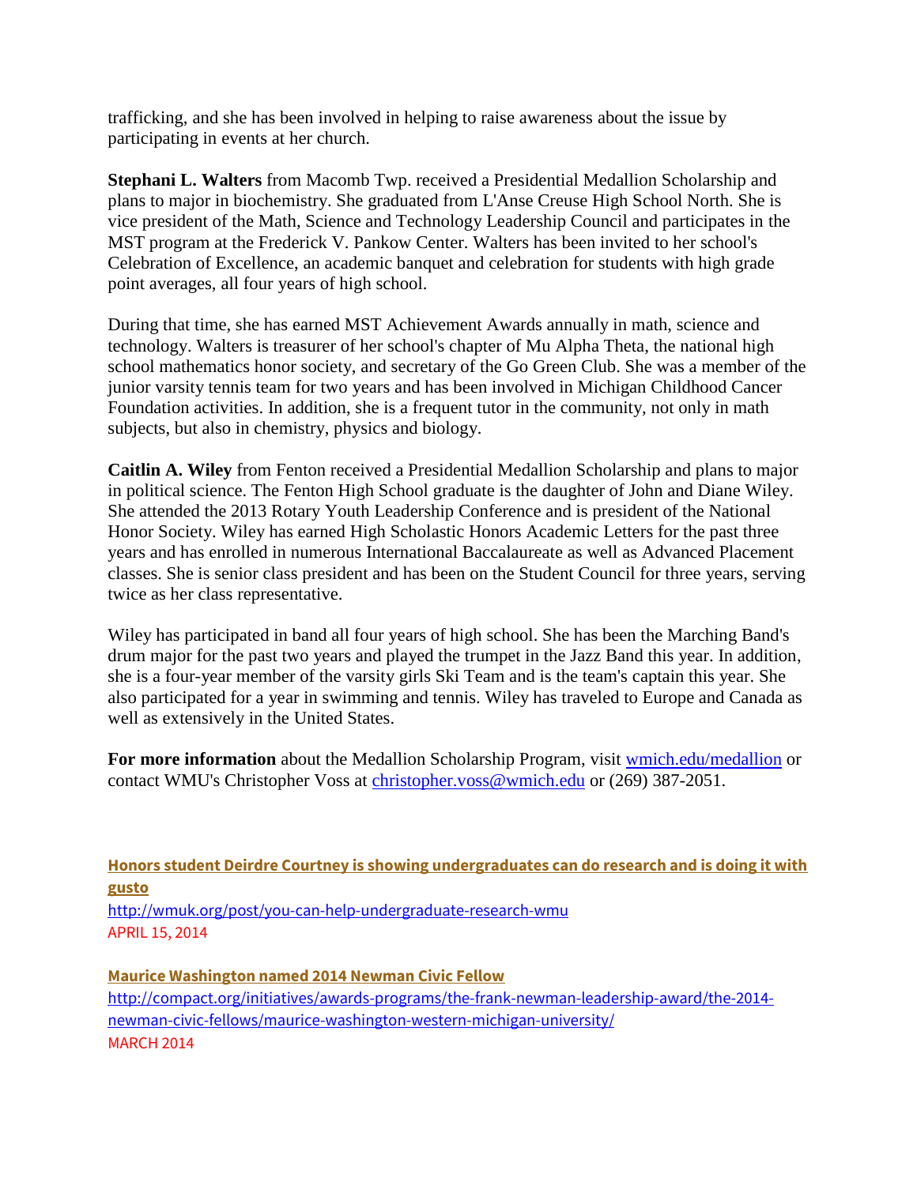trafficking, and she has been involved in helping to raise awareness about the issue by participating in events at her church.

**Stephani L. Walters** from Macomb Twp. received a Presidential Medallion Scholarship and plans to major in biochemistry. She graduated from L'Anse Creuse High School North. She is vice president of the Math, Science and Technology Leadership Council and participates in the MST program at the Frederick V. Pankow Center. Walters has been invited to her school's Celebration of Excellence, an academic banquet and celebration for students with high grade point averages, all four years of high school.

During that time, she has earned MST Achievement Awards annually in math, science and technology. Walters is treasurer of her school's chapter of Mu Alpha Theta, the national high school mathematics honor society, and secretary of the Go Green Club. She was a member of the junior varsity tennis team for two years and has been involved in Michigan Childhood Cancer Foundation activities. In addition, she is a frequent tutor in the community, not only in math subjects, but also in chemistry, physics and biology.

**Caitlin A. Wiley** from Fenton received a Presidential Medallion Scholarship and plans to major in political science. The Fenton High School graduate is the daughter of John and Diane Wiley. She attended the 2013 Rotary Youth Leadership Conference and is president of the National Honor Society. Wiley has earned High Scholastic Honors Academic Letters for the past three years and has enrolled in numerous International Baccalaureate as well as Advanced Placement classes. She is senior class president and has been on the Student Council for three years, serving twice as her class representative.

Wiley has participated in band all four years of high school. She has been the Marching Band's drum major for the past two years and played the trumpet in the Jazz Band this year. In addition, she is a four-year member of the varsity girls Ski Team and is the team's captain this year. She also participated for a year in swimming and tennis. Wiley has traveled to Europe and Canada as well as extensively in the United States.

**For more information** about the Medallion Scholarship Program, visit [wmich.edu/medallion](wmich.edu/medallion) or contact WMU's Christopher Voss at [christopher.voss@wmich.edu](mailto:christopher.voss@wmich.edu) or (269) 387-2051.

**Honors student Deirdre Courtney is showing undergraduates can do research and is doing it with gusto**

http://wmuk.org/post/you-can-help-undergraduate-research-wmu

APRIL 15, 2014

**Maurice Washington named 2014 Newman Civic Fellow**

http://compact.org/initiatives/awards-programs/the-frank-newman-leadership-award/the-2014-newman-civic-fellows/maurice-washington-western-michigan-university/

MARCH 2014